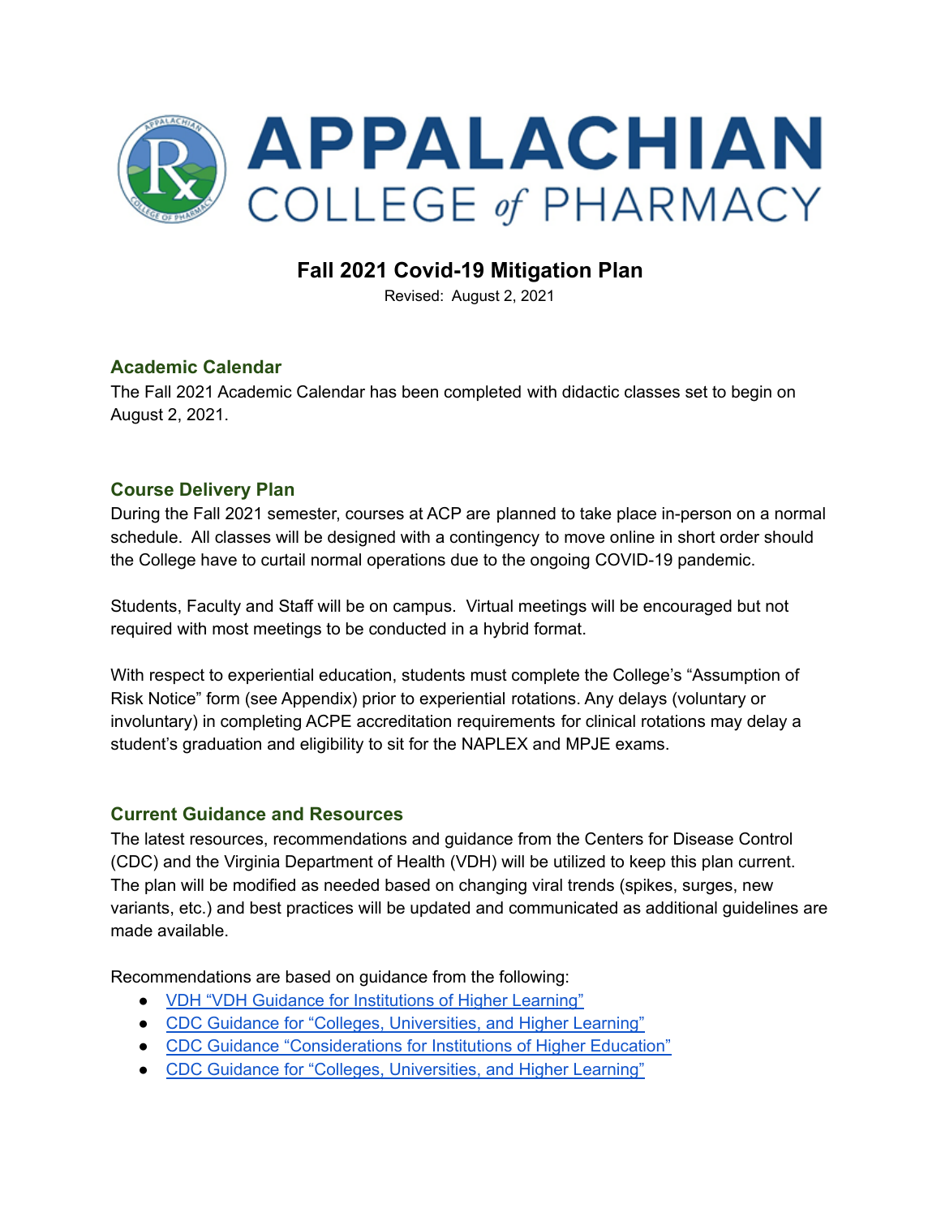# APPALACHIAN COLLEGE of PHARMACY

## Fall 2021 Covid-19 Mitigation Plan

Revised: August 2, 2021

### Academic Calendar

The Fall 2021 Academic Calendar has been completed with didactic classes set to begin on August 2, 2021.

### Course Delivery Plan

During the Fall 2021 semester, courses at ACP are planned to take place in-person on a normal schedule. All classes will be designed with a contingency to move online in short order should the College have to curtail normal operations due to the ongoing COVID-19 pandemic.

Students, Faculty and Staff will be on campus. Virtual meetings will be encouraged but not required with most meetings to be conducted in a hybrid format.

With respect to experiential education, students must complete the College's "Assumption of Risk Notice" form (see Appendix) prior to experiential rotations. Any delays (voluntary or involuntary) in completing ACPE accreditation requirements for clinical rotations may delay a student's graduation and eligibility to sit for the NAPLEX and MPJE exams.

### Current Guidance and Resources

The latest resources, recommendations and guidance from the Centers for Disease Control (CDC) and the Virginia Department of Health (VDH) will be utilized to keep this plan current. The plan will be modified as needed based on changing viral trends (spikes, surges, new variants, etc.) and best practices will be updated and communicated as additional guidelines are made available.

Recommendations are based on guidance from the following:

- VDH "VDH Guidance for Institutions of Higher Learning"
- CDC Guidance for "Colleges, Universities, and Higher Learning"
- CDC Guidance "Considerations for Institutions of Higher Education"
- CDC Guidance for "Colleges, Universities, and Higher Learning"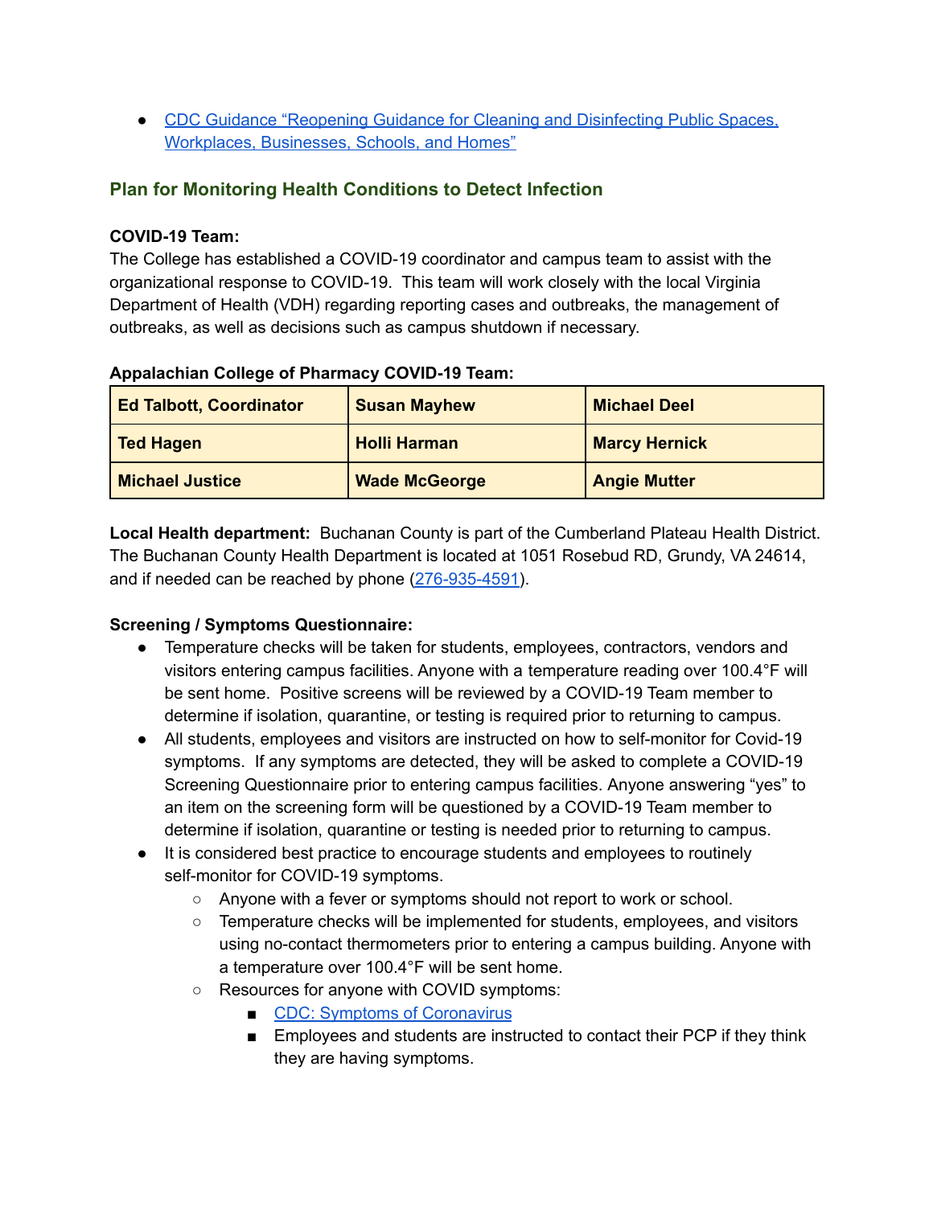- [CDC Guidance "Reopening Guidance for Cleaning and Disinfecting Public Spaces, Workplaces, Businesses, Schools, and Homes"]()

## Plan for Monitoring Health Conditions to Detect Infection

**COVID-19 Team:**
The College has established a COVID-19 coordinator and campus team to assist with the organizational response to COVID-19. This team will work closely with the local Virginia Department of Health (VDH) regarding reporting cases and outbreaks, the management of outbreaks, as well as decisions such as campus shutdown if necessary.

**Appalachian College of Pharmacy COVID-19 Team:**

| Ed Talbott, Coordinator | Susan Mayhew | Michael Deel |
|---|---|---|
| Ted Hagen | Holli Harman | Marcy Hernick |
| Michael Justice | Wade McGeorge | Angie Mutter |

**Local Health department:** Buchanan County is part of the Cumberland Plateau Health District. The Buchanan County Health Department is located at 1051 Rosebud RD, Grundy, VA 24614, and if needed can be reached by phone ([276-935-4591]()).

**Screening / Symptoms Questionnaire:**

- Temperature checks will be taken for students, employees, contractors, vendors and visitors entering campus facilities. Anyone with a temperature reading over 100.4°F will be sent home. Positive screens will be reviewed by a COVID-19 Team member to determine if isolation, quarantine, or testing is required prior to returning to campus.
- All students, employees and visitors are instructed on how to self-monitor for Covid-19 symptoms. If any symptoms are detected, they will be asked to complete a COVID-19 Screening Questionnaire prior to entering campus facilities. Anyone answering "yes" to an item on the screening form will be questioned by a COVID-19 Team member to determine if isolation, quarantine or testing is needed prior to returning to campus.
- It is considered best practice to encourage students and employees to routinely self-monitor for COVID-19 symptoms.
  - Anyone with a fever or symptoms should not report to work or school.
  - Temperature checks will be implemented for students, employees, and visitors using no-contact thermometers prior to entering a campus building. Anyone with a temperature over 100.4°F will be sent home.
  - Resources for anyone with COVID symptoms:
    - [CDC: Symptoms of Coronavirus]()
    - Employees and students are instructed to contact their PCP if they think they are having symptoms.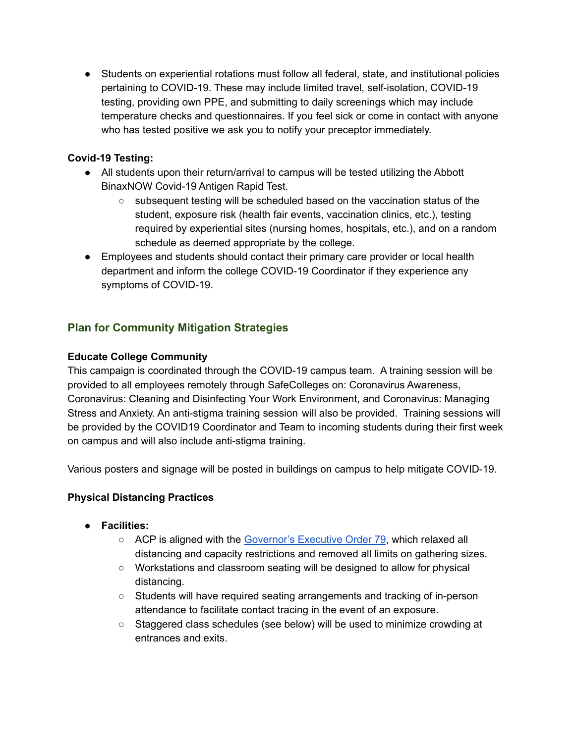- Students on experiential rotations must follow all federal, state, and institutional policies pertaining to COVID-19. These may include limited travel, self-isolation, COVID-19 testing, providing own PPE, and submitting to daily screenings which may include temperature checks and questionnaires. If you feel sick or come in contact with anyone who has tested positive we ask you to notify your preceptor immediately.

**Covid-19 Testing:**

- All students upon their return/arrival to campus will be tested utilizing the Abbott BinaxNOW Covid-19 Antigen Rapid Test.
  - subsequent testing will be scheduled based on the vaccination status of the student, exposure risk (health fair events, vaccination clinics, etc.), testing required by experiential sites (nursing homes, hospitals, etc.), and on a random schedule as deemed appropriate by the college.
- Employees and students should contact their primary care provider or local health department and inform the college COVID-19 Coordinator if they experience any symptoms of COVID-19.

## Plan for Community Mitigation Strategies

**Educate College Community**

This campaign is coordinated through the COVID-19 campus team. A training session will be provided to all employees remotely through SafeColleges on: Coronavirus Awareness, Coronavirus: Cleaning and Disinfecting Your Work Environment, and Coronavirus: Managing Stress and Anxiety. An anti-stigma training session will also be provided. Training sessions will be provided by the COVID19 Coordinator and Team to incoming students during their first week on campus and will also include anti-stigma training.

Various posters and signage will be posted in buildings on campus to help mitigate COVID-19.

**Physical Distancing Practices**

- **Facilities:**
  - ACP is aligned with the Governor's Executive Order 79, which relaxed all distancing and capacity restrictions and removed all limits on gathering sizes.
  - Workstations and classroom seating will be designed to allow for physical distancing.
  - Students will have required seating arrangements and tracking of in-person attendance to facilitate contact tracing in the event of an exposure.
  - Staggered class schedules (see below) will be used to minimize crowding at entrances and exits.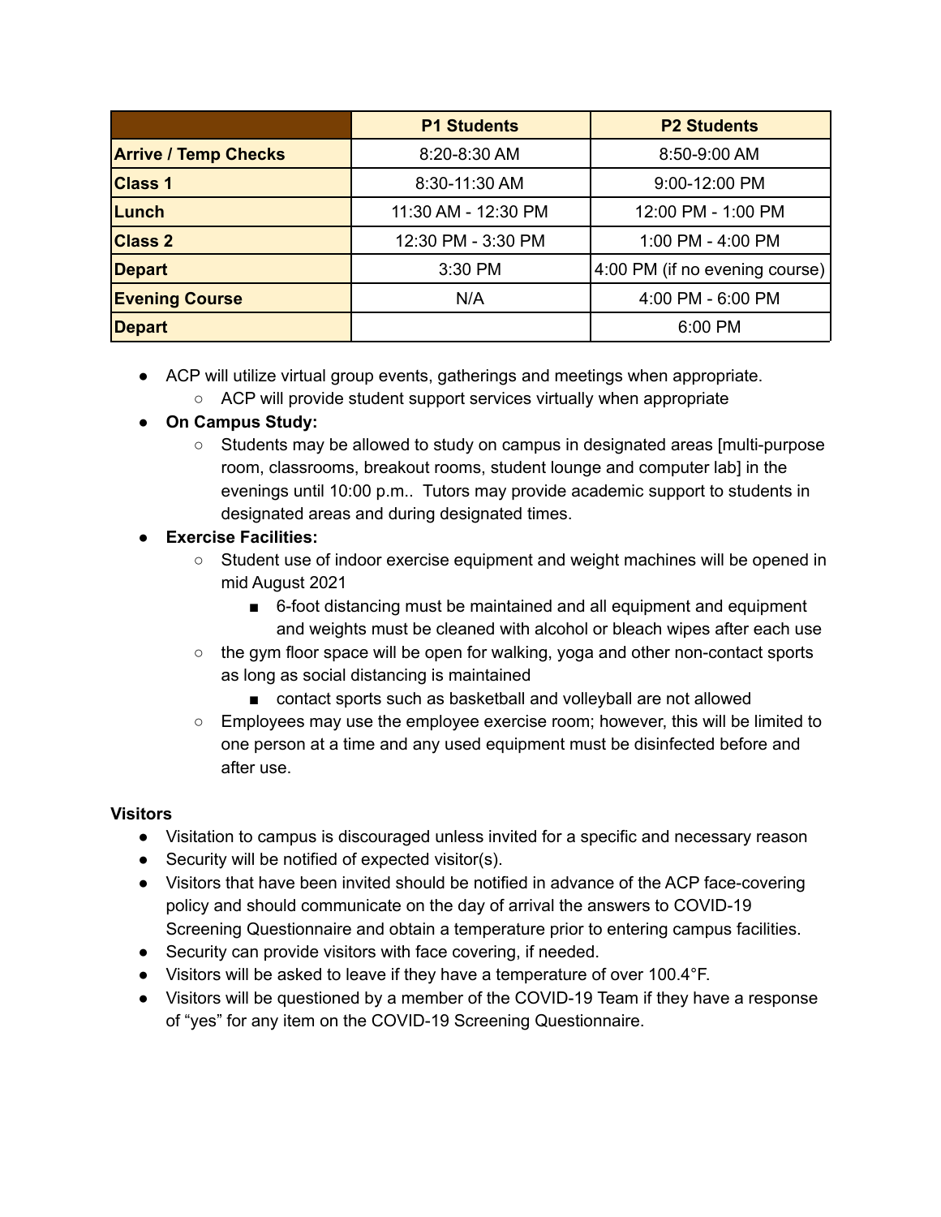| | P1 Students | P2 Students |
|---|---|---|
| **Arrive / Temp Checks** | 8:20-8:30 AM | 8:50-9:00 AM |
| **Class 1** | 8:30-11:30 AM | 9:00-12:00 PM |
| **Lunch** | 11:30 AM - 12:30 PM | 12:00 PM - 1:00 PM |
| **Class 2** | 12:30 PM - 3:30 PM | 1:00 PM - 4:00 PM |
| **Depart** | 3:30 PM | 4:00 PM (if no evening course) |
| **Evening Course** | N/A | 4:00 PM - 6:00 PM |
| **Depart** | | 6:00 PM |

- ACP will utilize virtual group events, gatherings and meetings when appropriate.
  - ACP will provide student support services virtually when appropriate
- **On Campus Study:**
  - Students may be allowed to study on campus in designated areas [multi-purpose room, classrooms, breakout rooms, student lounge and computer lab] in the evenings until 10:00 p.m.. Tutors may provide academic support to students in designated areas and during designated times.
- **Exercise Facilities:**
  - Student use of indoor exercise equipment and weight machines will be opened in mid August 2021
    - 6-foot distancing must be maintained and all equipment and equipment and weights must be cleaned with alcohol or bleach wipes after each use
  - the gym floor space will be open for walking, yoga and other non-contact sports as long as social distancing is maintained
    - contact sports such as basketball and volleyball are not allowed
  - Employees may use the employee exercise room; however, this will be limited to one person at a time and any used equipment must be disinfected before and after use.

**Visitors**

- Visitation to campus is discouraged unless invited for a specific and necessary reason
- Security will be notified of expected visitor(s).
- Visitors that have been invited should be notified in advance of the ACP face-covering policy and should communicate on the day of arrival the answers to COVID-19 Screening Questionnaire and obtain a temperature prior to entering campus facilities.
- Security can provide visitors with face covering, if needed.
- Visitors will be asked to leave if they have a temperature of over 100.4°F.
- Visitors will be questioned by a member of the COVID-19 Team if they have a response of "yes" for any item on the COVID-19 Screening Questionnaire.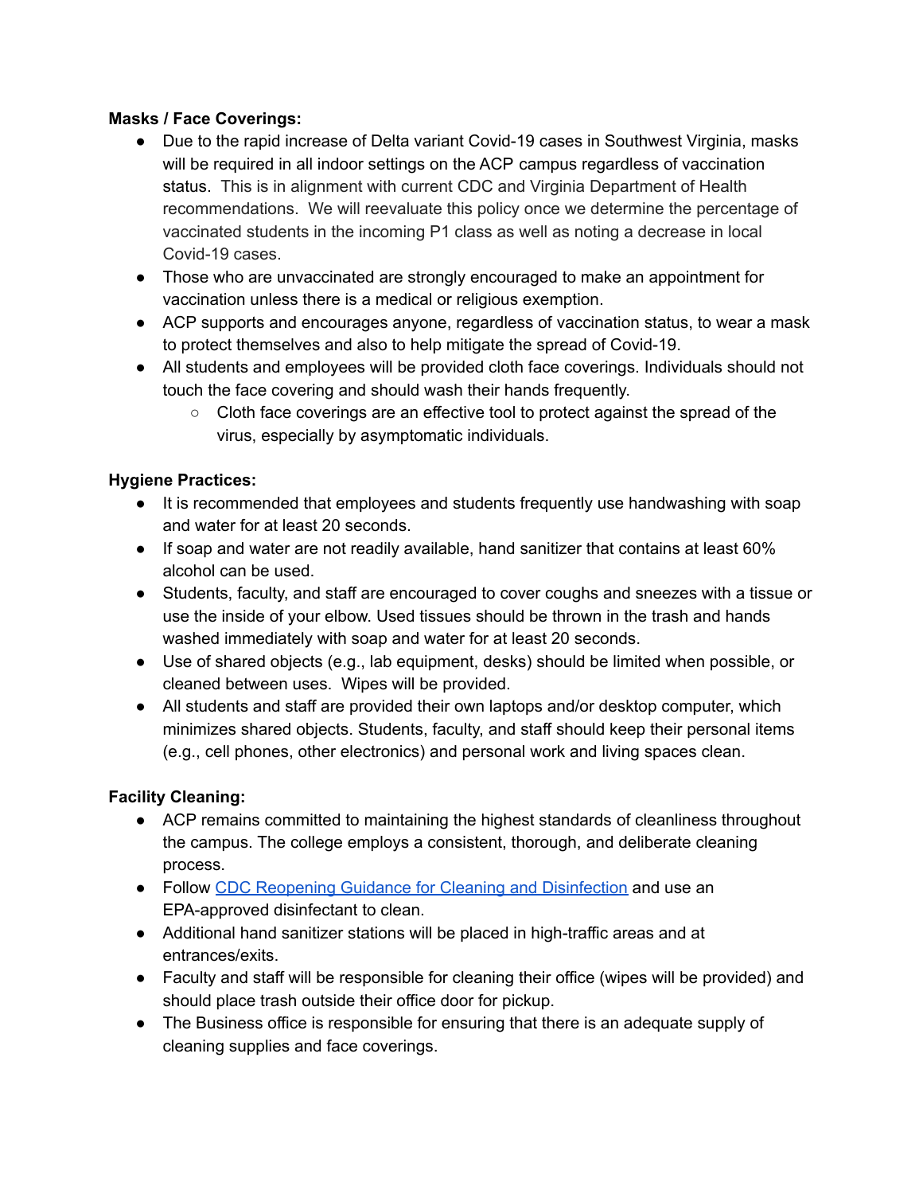**Masks / Face Coverings:**

- Due to the rapid increase of Delta variant Covid-19 cases in Southwest Virginia, masks will be required in all indoor settings on the ACP campus regardless of vaccination status. This is in alignment with current CDC and Virginia Department of Health recommendations. We will reevaluate this policy once we determine the percentage of vaccinated students in the incoming P1 class as well as noting a decrease in local Covid-19 cases.
- Those who are unvaccinated are strongly encouraged to make an appointment for vaccination unless there is a medical or religious exemption.
- ACP supports and encourages anyone, regardless of vaccination status, to wear a mask to protect themselves and also to help mitigate the spread of Covid-19.
- All students and employees will be provided cloth face coverings. Individuals should not touch the face covering and should wash their hands frequently.
  - Cloth face coverings are an effective tool to protect against the spread of the virus, especially by asymptomatic individuals.

**Hygiene Practices:**

- It is recommended that employees and students frequently use handwashing with soap and water for at least 20 seconds.
- If soap and water are not readily available, hand sanitizer that contains at least 60% alcohol can be used.
- Students, faculty, and staff are encouraged to cover coughs and sneezes with a tissue or use the inside of your elbow. Used tissues should be thrown in the trash and hands washed immediately with soap and water for at least 20 seconds.
- Use of shared objects (e.g., lab equipment, desks) should be limited when possible, or cleaned between uses. Wipes will be provided.
- All students and staff are provided their own laptops and/or desktop computer, which minimizes shared objects. Students, faculty, and staff should keep their personal items (e.g., cell phones, other electronics) and personal work and living spaces clean.

**Facility Cleaning:**

- ACP remains committed to maintaining the highest standards of cleanliness throughout the campus. The college employs a consistent, thorough, and deliberate cleaning process.
- Follow [CDC Reopening Guidance for Cleaning and Disinfection]() and use an EPA-approved disinfectant to clean.
- Additional hand sanitizer stations will be placed in high-traffic areas and at entrances/exits.
- Faculty and staff will be responsible for cleaning their office (wipes will be provided) and should place trash outside their office door for pickup.
- The Business office is responsible for ensuring that there is an adequate supply of cleaning supplies and face coverings.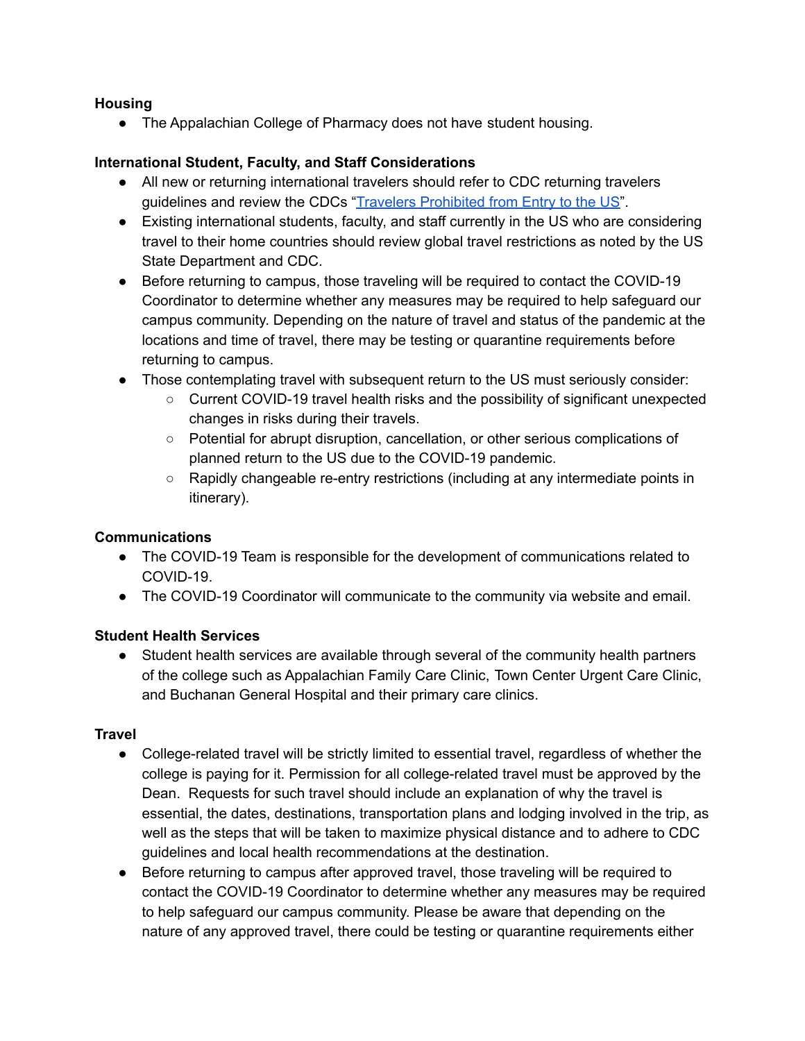**Housing**

- The Appalachian College of Pharmacy does not have student housing.

**International Student, Faculty, and Staff Considerations**

- All new or returning international travelers should refer to CDC returning travelers guidelines and review the CDCs "[Travelers Prohibited from Entry to the US](#)".
- Existing international students, faculty, and staff currently in the US who are considering travel to their home countries should review global travel restrictions as noted by the US State Department and CDC.
- Before returning to campus, those traveling will be required to contact the COVID-19 Coordinator to determine whether any measures may be required to help safeguard our campus community. Depending on the nature of travel and status of the pandemic at the locations and time of travel, there may be testing or quarantine requirements before returning to campus.
- Those contemplating travel with subsequent return to the US must seriously consider:
  - Current COVID-19 travel health risks and the possibility of significant unexpected changes in risks during their travels.
  - Potential for abrupt disruption, cancellation, or other serious complications of planned return to the US due to the COVID-19 pandemic.
  - Rapidly changeable re-entry restrictions (including at any intermediate points in itinerary).

**Communications**

- The COVID-19 Team is responsible for the development of communications related to COVID-19.
- The COVID-19 Coordinator will communicate to the community via website and email.

**Student Health Services**

- Student health services are available through several of the community health partners of the college such as Appalachian Family Care Clinic, Town Center Urgent Care Clinic, and Buchanan General Hospital and their primary care clinics.

**Travel**

- College-related travel will be strictly limited to essential travel, regardless of whether the college is paying for it. Permission for all college-related travel must be approved by the Dean. Requests for such travel should include an explanation of why the travel is essential, the dates, destinations, transportation plans and lodging involved in the trip, as well as the steps that will be taken to maximize physical distance and to adhere to CDC guidelines and local health recommendations at the destination.
- Before returning to campus after approved travel, those traveling will be required to contact the COVID-19 Coordinator to determine whether any measures may be required to help safeguard our campus community. Please be aware that depending on the nature of any approved travel, there could be testing or quarantine requirements either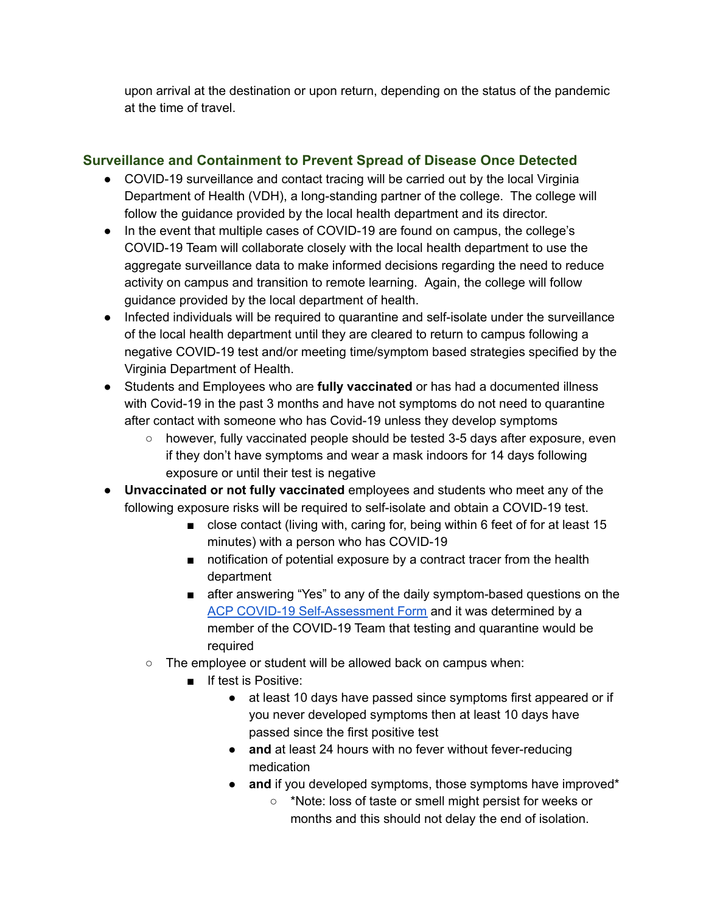upon arrival at the destination or upon return, depending on the status of the pandemic at the time of travel.

### Surveillance and Containment to Prevent Spread of Disease Once Detected

- COVID-19 surveillance and contact tracing will be carried out by the local Virginia Department of Health (VDH), a long-standing partner of the college. The college will follow the guidance provided by the local health department and its director.
- In the event that multiple cases of COVID-19 are found on campus, the college's COVID-19 Team will collaborate closely with the local health department to use the aggregate surveillance data to make informed decisions regarding the need to reduce activity on campus and transition to remote learning. Again, the college will follow guidance provided by the local department of health.
- Infected individuals will be required to quarantine and self-isolate under the surveillance of the local health department until they are cleared to return to campus following a negative COVID-19 test and/or meeting time/symptom based strategies specified by the Virginia Department of Health.
- Students and Employees who are **fully vaccinated** or has had a documented illness with Covid-19 in the past 3 months and have not symptoms do not need to quarantine after contact with someone who has Covid-19 unless they develop symptoms
    - however, fully vaccinated people should be tested 3-5 days after exposure, even if they don't have symptoms and wear a mask indoors for 14 days following exposure or until their test is negative
- **Unvaccinated or not fully vaccinated** employees and students who meet any of the following exposure risks will be required to self-isolate and obtain a COVID-19 test.
        - close contact (living with, caring for, being within 6 feet of for at least 15 minutes) with a person who has COVID-19
        - notification of potential exposure by a contract tracer from the health department
        - after answering "Yes" to any of the daily symptom-based questions on the [ACP COVID-19 Self-Assessment Form]() and it was determined by a member of the COVID-19 Team that testing and quarantine would be required
    - The employee or student will be allowed back on campus when:
        - If test is Positive:
            - at least 10 days have passed since symptoms first appeared or if you never developed symptoms then at least 10 days have passed since the first positive test
            - **and** at least 24 hours with no fever without fever-reducing medication
            - **and** if you developed symptoms, those symptoms have improved*
                - *Note: loss of taste or smell might persist for weeks or months and this should not delay the end of isolation.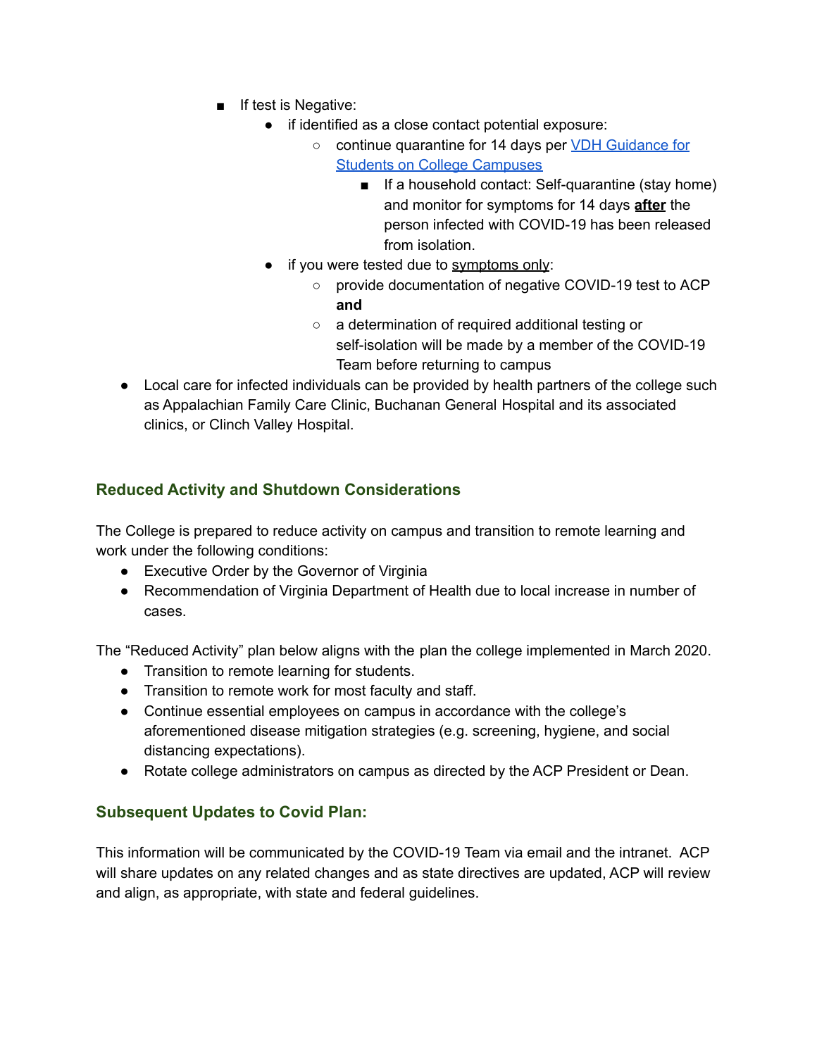- If test is Negative:
  - if identified as a close contact potential exposure:
    - continue quarantine for 14 days per [VDH Guidance for Students on College Campuses]
      - If a household contact: Self-quarantine (stay home) and monitor for symptoms for 14 days **after** the person infected with COVID-19 has been released from isolation.
  - if you were tested due to symptoms only:
    - provide documentation of negative COVID-19 test to ACP **and**
    - a determination of required additional testing or self-isolation will be made by a member of the COVID-19 Team before returning to campus

- Local care for infected individuals can be provided by health partners of the college such as Appalachian Family Care Clinic, Buchanan General Hospital and its associated clinics, or Clinch Valley Hospital.

### Reduced Activity and Shutdown Considerations

The College is prepared to reduce activity on campus and transition to remote learning and work under the following conditions:

- Executive Order by the Governor of Virginia
- Recommendation of Virginia Department of Health due to local increase in number of cases.

The "Reduced Activity" plan below aligns with the plan the college implemented in March 2020.

- Transition to remote learning for students.
- Transition to remote work for most faculty and staff.
- Continue essential employees on campus in accordance with the college's aforementioned disease mitigation strategies (e.g. screening, hygiene, and social distancing expectations).
- Rotate college administrators on campus as directed by the ACP President or Dean.

### Subsequent Updates to Covid Plan:

This information will be communicated by the COVID-19 Team via email and the intranet. ACP will share updates on any related changes and as state directives are updated, ACP will review and align, as appropriate, with state and federal guidelines.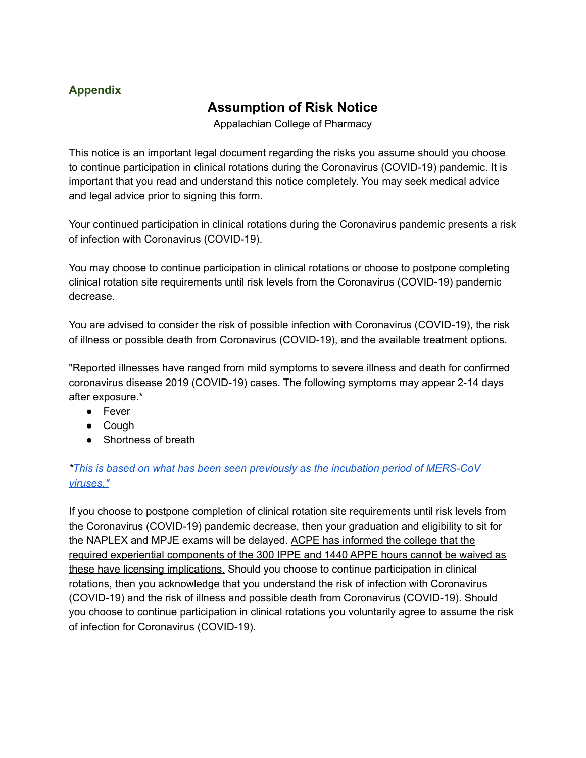## Appendix

# Assumption of Risk Notice

Appalachian College of Pharmacy

This notice is an important legal document regarding the risks you assume should you choose to continue participation in clinical rotations during the Coronavirus (COVID-19) pandemic. It is important that you read and understand this notice completely. You may seek medical advice and legal advice prior to signing this form.

Your continued participation in clinical rotations during the Coronavirus pandemic presents a risk of infection with Coronavirus (COVID-19).

You may choose to continue participation in clinical rotations or choose to postpone completing clinical rotation site requirements until risk levels from the Coronavirus (COVID-19) pandemic decrease.

You are advised to consider the risk of possible infection with Coronavirus (COVID-19), the risk of illness or possible death from Coronavirus (COVID-19), and the available treatment options.

"Reported illnesses have ranged from mild symptoms to severe illness and death for confirmed coronavirus disease 2019 (COVID-19) cases. The following symptoms may appear 2-14 days after exposure.*

- Fever
- Cough
- Shortness of breath

**This is based on what has been seen previously as the incubation period of MERS-CoV viruses."*

If you choose to postpone completion of clinical rotation site requirements until risk levels from the Coronavirus (COVID-19) pandemic decrease, then your graduation and eligibility to sit for the NAPLEX and MPJE exams will be delayed. <u>ACPE has informed the college that the required experiential components of the 300 IPPE and 1440 APPE hours cannot be waived as these have licensing implications.</u> Should you choose to continue participation in clinical rotations, then you acknowledge that you understand the risk of infection with Coronavirus (COVID-19) and the risk of illness and possible death from Coronavirus (COVID-19). Should you choose to continue participation in clinical rotations you voluntarily agree to assume the risk of infection for Coronavirus (COVID-19).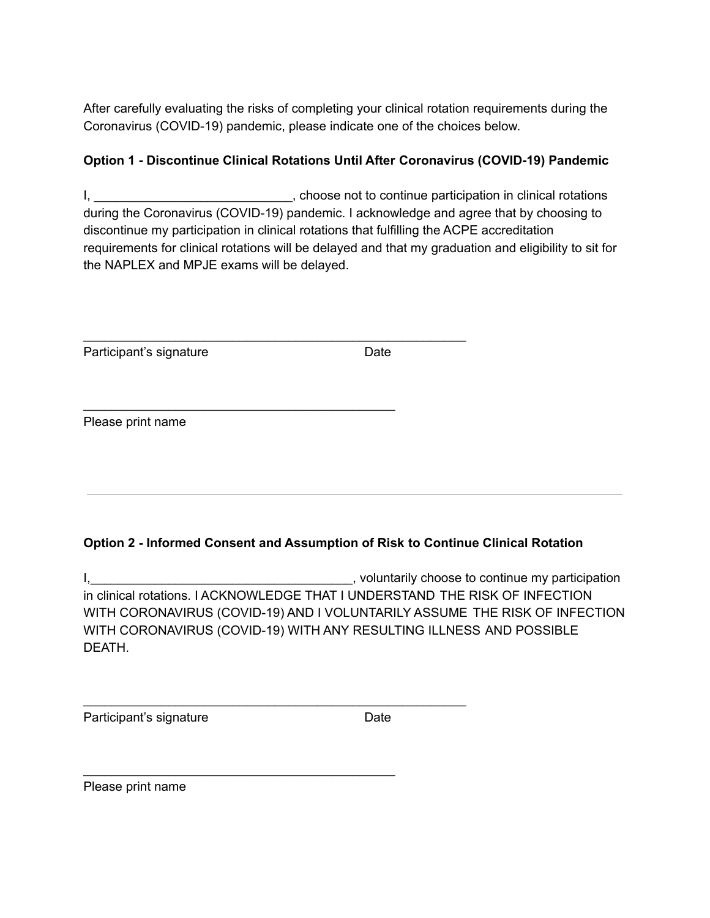After carefully evaluating the risks of completing your clinical rotation requirements during the Coronavirus (COVID-19) pandemic, please indicate one of the choices below.

**Option 1 - Discontinue Clinical Rotations Until After Coronavirus (COVID-19) Pandemic**

I, ____________________________, choose not to continue participation in clinical rotations during the Coronavirus (COVID-19) pandemic. I acknowledge and agree that by choosing to discontinue my participation in clinical rotations that fulfilling the ACPE accreditation requirements for clinical rotations will be delayed and that my graduation and eligibility to sit for the NAPLEX and MPJE exams will be delayed.

_______________________________________________________

Participant's signature                                        Date

____________________________________________

Please print name

---

**Option 2 - Informed Consent and Assumption of Risk to Continue Clinical Rotation**

I,_____________________________________, voluntarily choose to continue my participation in clinical rotations. I ACKNOWLEDGE THAT I UNDERSTAND THE RISK OF INFECTION WITH CORONAVIRUS (COVID-19) AND I VOLUNTARILY ASSUME THE RISK OF INFECTION WITH CORONAVIRUS (COVID-19) WITH ANY RESULTING ILLNESS AND POSSIBLE DEATH.

_______________________________________________________

Participant's signature                                        Date

____________________________________________

Please print name